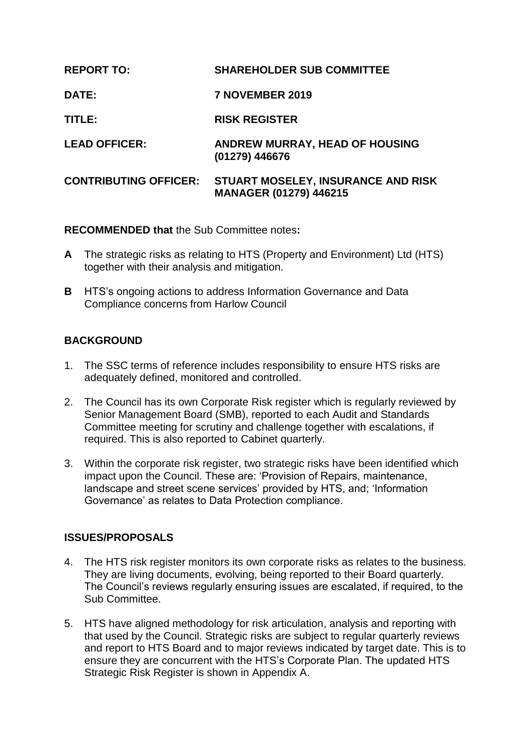| | |
|---|---|
| **REPORT TO:** | **SHAREHOLDER SUB COMMITTEE** |
| **DATE:** | **7 NOVEMBER 2019** |
| **TITLE:** | **RISK REGISTER** |
| **LEAD OFFICER:** | **ANDREW MURRAY, HEAD OF HOUSING (01279) 446676** |
| **CONTRIBUTING OFFICER:** | **STUART MOSELEY, INSURANCE AND RISK MANAGER (01279) 446215** |

**RECOMMENDED that** the Sub Committee notes**:**

**A** The strategic risks as relating to HTS (Property and Environment) Ltd (HTS) together with their analysis and mitigation.

**B** HTS's ongoing actions to address Information Governance and Data Compliance concerns from Harlow Council

## BACKGROUND

1. The SSC terms of reference includes responsibility to ensure HTS risks are adequately defined, monitored and controlled.

2. The Council has its own Corporate Risk register which is regularly reviewed by Senior Management Board (SMB), reported to each Audit and Standards Committee meeting for scrutiny and challenge together with escalations, if required. This is also reported to Cabinet quarterly.

3. Within the corporate risk register, two strategic risks have been identified which impact upon the Council. These are: 'Provision of Repairs, maintenance, landscape and street scene services' provided by HTS, and; 'Information Governance' as relates to Data Protection compliance.

## ISSUES/PROPOSALS

4. The HTS risk register monitors its own corporate risks as relates to the business. They are living documents, evolving, being reported to their Board quarterly. The Council's reviews regularly ensuring issues are escalated, if required, to the Sub Committee.

5. HTS have aligned methodology for risk articulation, analysis and reporting with that used by the Council. Strategic risks are subject to regular quarterly reviews and report to HTS Board and to major reviews indicated by target date. This is to ensure they are concurrent with the HTS's Corporate Plan. The updated HTS Strategic Risk Register is shown in Appendix A.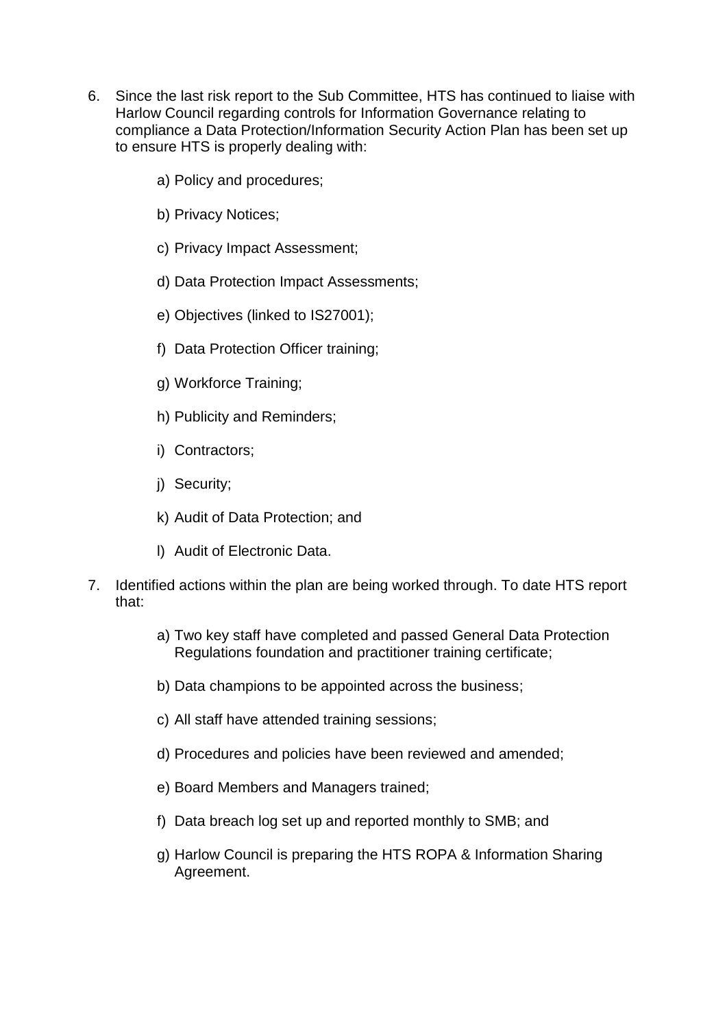6. Since the last risk report to the Sub Committee, HTS has continued to liaise with Harlow Council regarding controls for Information Governance relating to compliance a Data Protection/Information Security Action Plan has been set up to ensure HTS is properly dealing with:

   a) Policy and procedures;

   b) Privacy Notices;

   c) Privacy Impact Assessment;

   d) Data Protection Impact Assessments;

   e) Objectives (linked to IS27001);

   f) Data Protection Officer training;

   g) Workforce Training;

   h) Publicity and Reminders;

   i) Contractors;

   j) Security;

   k) Audit of Data Protection; and

   l) Audit of Electronic Data.

7. Identified actions within the plan are being worked through. To date HTS report that:

   a) Two key staff have completed and passed General Data Protection Regulations foundation and practitioner training certificate;

   b) Data champions to be appointed across the business;

   c) All staff have attended training sessions;

   d) Procedures and policies have been reviewed and amended;

   e) Board Members and Managers trained;

   f) Data breach log set up and reported monthly to SMB; and

   g) Harlow Council is preparing the HTS ROPA & Information Sharing Agreement.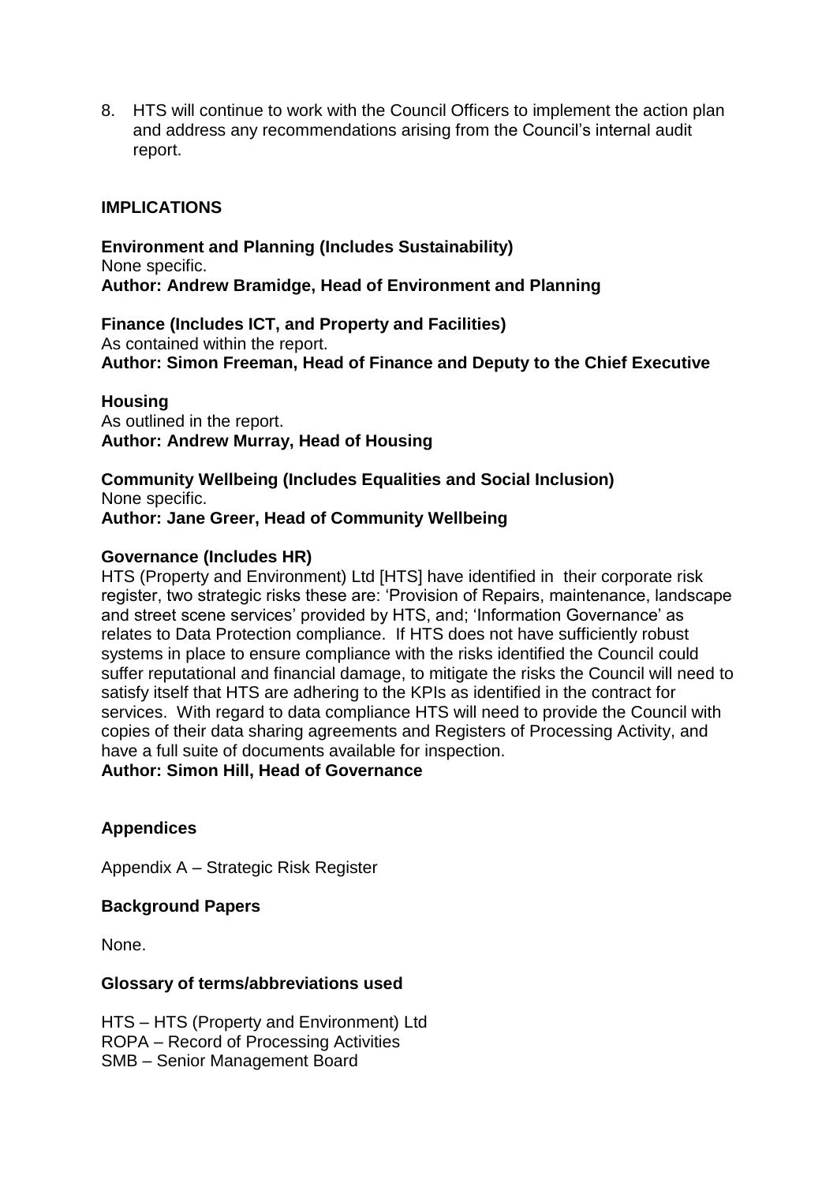8. HTS will continue to work with the Council Officers to implement the action plan and address any recommendations arising from the Council's internal audit report.

**IMPLICATIONS**

**Environment and Planning (Includes Sustainability)**
None specific.
**Author: Andrew Bramidge, Head of Environment and Planning**

**Finance (Includes ICT, and Property and Facilities)**
As contained within the report.
**Author: Simon Freeman, Head of Finance and Deputy to the Chief Executive**

**Housing**
As outlined in the report.
**Author: Andrew Murray, Head of Housing**

**Community Wellbeing (Includes Equalities and Social Inclusion)**
None specific.
**Author: Jane Greer, Head of Community Wellbeing**

**Governance (Includes HR)**
HTS (Property and Environment) Ltd [HTS] have identified in their corporate risk register, two strategic risks these are: 'Provision of Repairs, maintenance, landscape and street scene services' provided by HTS, and; 'Information Governance' as relates to Data Protection compliance. If HTS does not have sufficiently robust systems in place to ensure compliance with the risks identified the Council could suffer reputational and financial damage, to mitigate the risks the Council will need to satisfy itself that HTS are adhering to the KPIs as identified in the contract for services. With regard to data compliance HTS will need to provide the Council with copies of their data sharing agreements and Registers of Processing Activity, and have a full suite of documents available for inspection.
**Author: Simon Hill, Head of Governance**

**Appendices**

Appendix A – Strategic Risk Register

**Background Papers**

None.

**Glossary of terms/abbreviations used**

HTS – HTS (Property and Environment) Ltd
ROPA – Record of Processing Activities
SMB – Senior Management Board